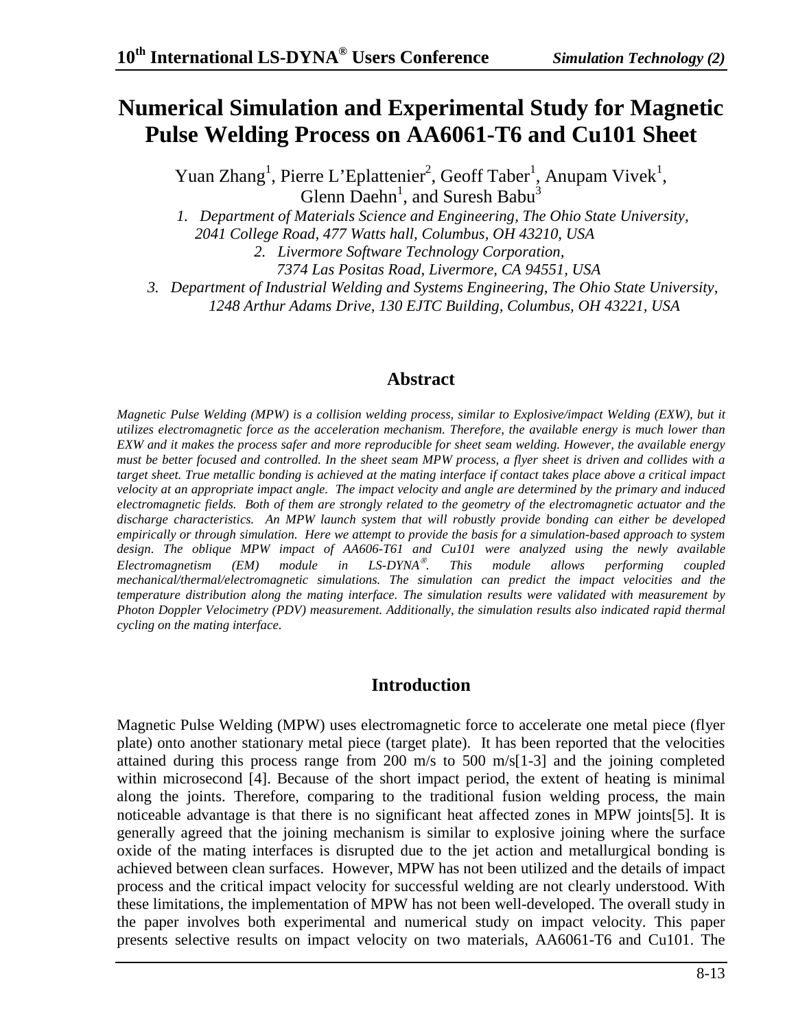# Numerical Simulation and Experimental Study for Magnetic Pulse Welding Process on AA6061-T6 and Cu101 Sheet

Yuan Zhang[1], Pierre L'Eplattenier[2], Geoff Taber[1], Anupam Vivek[1], Glenn Daehn[1], and Suresh Babu[3]

*1. Department of Materials Science and Engineering, The Ohio State University, 2041 College Road, 477 Watts hall, Columbus, OH 43210, USA*

*2. Livermore Software Technology Corporation, 7374 Las Positas Road, Livermore, CA 94551, USA*

*3. Department of Industrial Welding and Systems Engineering, The Ohio State University, 1248 Arthur Adams Drive, 130 EJTC Building, Columbus, OH 43221, USA*

## Abstract

*Magnetic Pulse Welding (MPW) is a collision welding process, similar to Explosive/impact Welding (EXW), but it utilizes electromagnetic force as the acceleration mechanism. Therefore, the available energy is much lower than EXW and it makes the process safer and more reproducible for sheet seam welding. However, the available energy must be better focused and controlled. In the sheet seam MPW process, a flyer sheet is driven and collides with a target sheet. True metallic bonding is achieved at the mating interface if contact takes place above a critical impact velocity at an appropriate impact angle. The impact velocity and angle are determined by the primary and induced electromagnetic fields. Both of them are strongly related to the geometry of the electromagnetic actuator and the discharge characteristics. An MPW launch system that will robustly provide bonding can either be developed empirically or through simulation. Here we attempt to provide the basis for a simulation-based approach to system design. The oblique MPW impact of AA606-T61 and Cu101 were analyzed using the newly available Electromagnetism (EM) module in LS-DYNA®. This module allows performing coupled mechanical/thermal/electromagnetic simulations. The simulation can predict the impact velocities and the temperature distribution along the mating interface. The simulation results were validated with measurement by Photon Doppler Velocimetry (PDV) measurement. Additionally, the simulation results also indicated rapid thermal cycling on the mating interface.*

## Introduction

Magnetic Pulse Welding (MPW) uses electromagnetic force to accelerate one metal piece (flyer plate) onto another stationary metal piece (target plate). It has been reported that the velocities attained during this process range from 200 m/s to 500 m/s[1-3] and the joining completed within microsecond [4]. Because of the short impact period, the extent of heating is minimal along the joints. Therefore, comparing to the traditional fusion welding process, the main noticeable advantage is that there is no significant heat affected zones in MPW joints[5]. It is generally agreed that the joining mechanism is similar to explosive joining where the surface oxide of the mating interfaces is disrupted due to the jet action and metallurgical bonding is achieved between clean surfaces. However, MPW has not been utilized and the details of impact process and the critical impact velocity for successful welding are not clearly understood. With these limitations, the implementation of MPW has not been well-developed. The overall study in the paper involves both experimental and numerical study on impact velocity. This paper presents selective results on impact velocity on two materials, AA6061-T6 and Cu101. The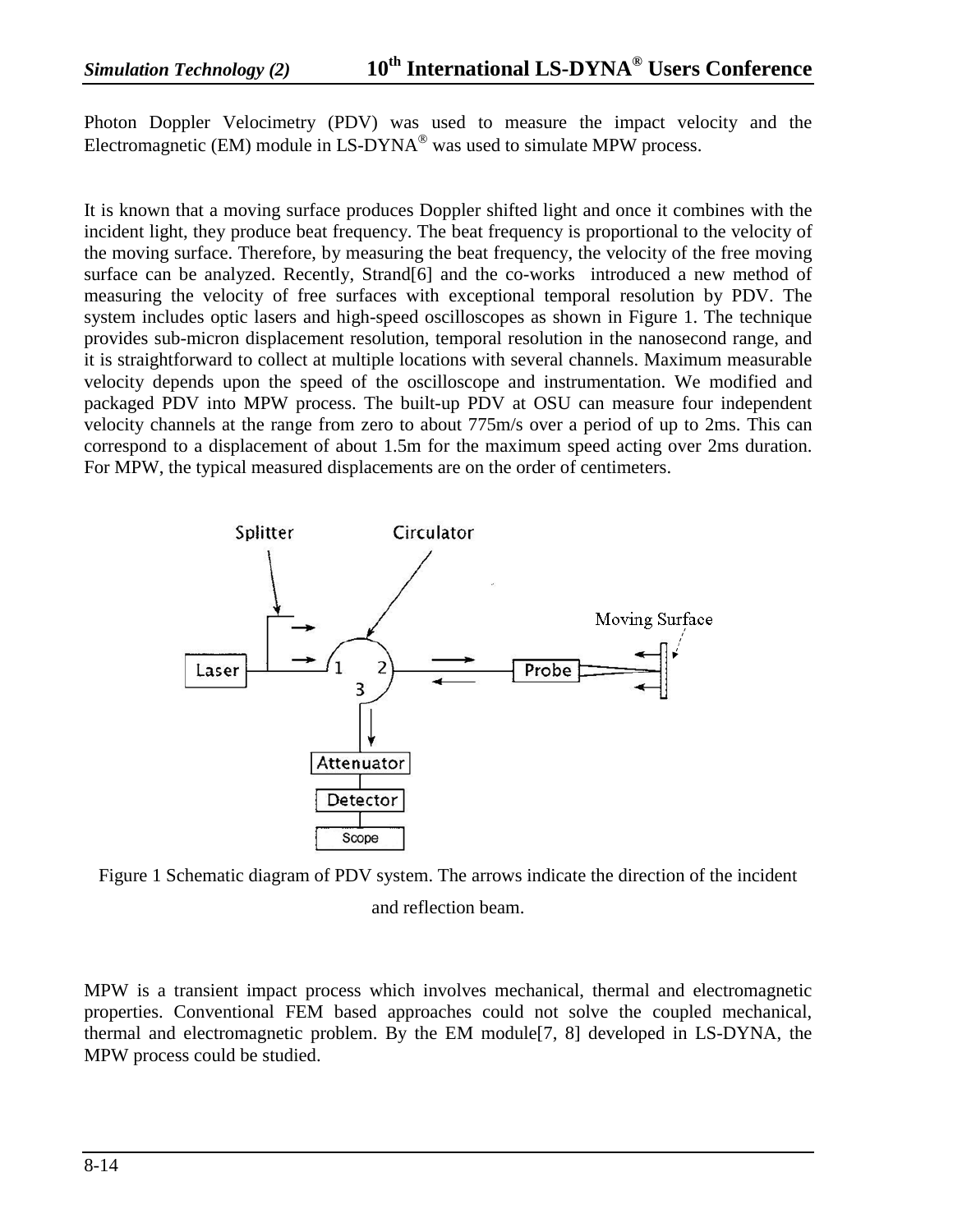Photon Doppler Velocimetry (PDV) was used to measure the impact velocity and the Electromagnetic (EM) module in LS-DYNA® was used to simulate MPW process.

It is known that a moving surface produces Doppler shifted light and once it combines with the incident light, they produce beat frequency. The beat frequency is proportional to the velocity of the moving surface. Therefore, by measuring the beat frequency, the velocity of the free moving surface can be analyzed. Recently, Strand[6] and the co-works introduced a new method of measuring the velocity of free surfaces with exceptional temporal resolution by PDV. The system includes optic lasers and high-speed oscilloscopes as shown in Figure 1. The technique provides sub-micron displacement resolution, temporal resolution in the nanosecond range, and it is straightforward to collect at multiple locations with several channels. Maximum measurable velocity depends upon the speed of the oscilloscope and instrumentation. We modified and packaged PDV into MPW process. The built-up PDV at OSU can measure four independent velocity channels at the range from zero to about 775m/s over a period of up to 2ms. This can correspond to a displacement of about 1.5m for the maximum speed acting over 2ms duration. For MPW, the typical measured displacements are on the order of centimeters.

Figure 1 Schematic diagram of PDV system. The arrows indicate the direction of the incident and reflection beam.

MPW is a transient impact process which involves mechanical, thermal and electromagnetic properties. Conventional FEM based approaches could not solve the coupled mechanical, thermal and electromagnetic problem. By the EM module[7, 8] developed in LS-DYNA, the MPW process could be studied.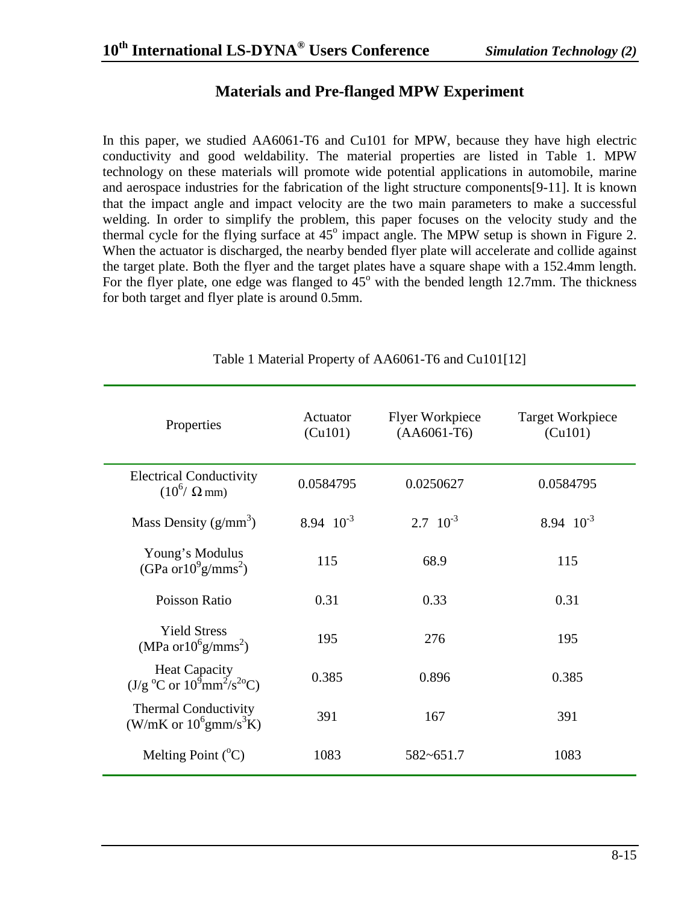## Materials and Pre-flanged MPW Experiment

In this paper, we studied AA6061-T6 and Cu101 for MPW, because they have high electric conductivity and good weldability. The material properties are listed in Table 1. MPW technology on these materials will promote wide potential applications in automobile, marine and aerospace industries for the fabrication of the light structure components[9-11]. It is known that the impact angle and impact velocity are the two main parameters to make a successful welding. In order to simplify the problem, this paper focuses on the velocity study and the thermal cycle for the flying surface at $45^o$ impact angle. The MPW setup is shown in Figure 2. When the actuator is discharged, the nearby bended flyer plate will accelerate and collide against the target plate. Both the flyer and the target plates have a square shape with a 152.4mm length. For the flyer plate, one edge was flanged to $45^o$ with the bended length 12.7mm. The thickness for both target and flyer plate is around 0.5mm.

Table 1 Material Property of AA6061-T6 and Cu101[12]

| Properties | Actuator (Cu101) | Flyer Workpiece (AA6061-T6) | Target Workpiece (Cu101) |
|---|---|---|---|
| Electrical Conductivity ($10^6/\ \Omega$ mm) | 0.0584795 | 0.0250627 | 0.0584795 |
| Mass Density ($g/mm^3$) | $8.94\ 10^{-3}$ | $2.7\ 10^{-3}$ | $8.94\ 10^{-3}$ |
| Young's Modulus (GPa or$10^9 g/mms^2$) | 115 | 68.9 | 115 |
| Poisson Ratio | 0.31 | 0.33 | 0.31 |
| Yield Stress (MPa or$10^6 g/mms^2$) | 195 | 276 | 195 |
| Heat Capacity ($J/g\ ^oC$ or $10^9 mm^2/s^{2o}C$) | 0.385 | 0.896 | 0.385 |
| Thermal Conductivity (W/mK or $10^6 gmm/s^3K$) | 391 | 167 | 391 |
| Melting Point ($^oC$) | 1083 | 582~651.7 | 1083 |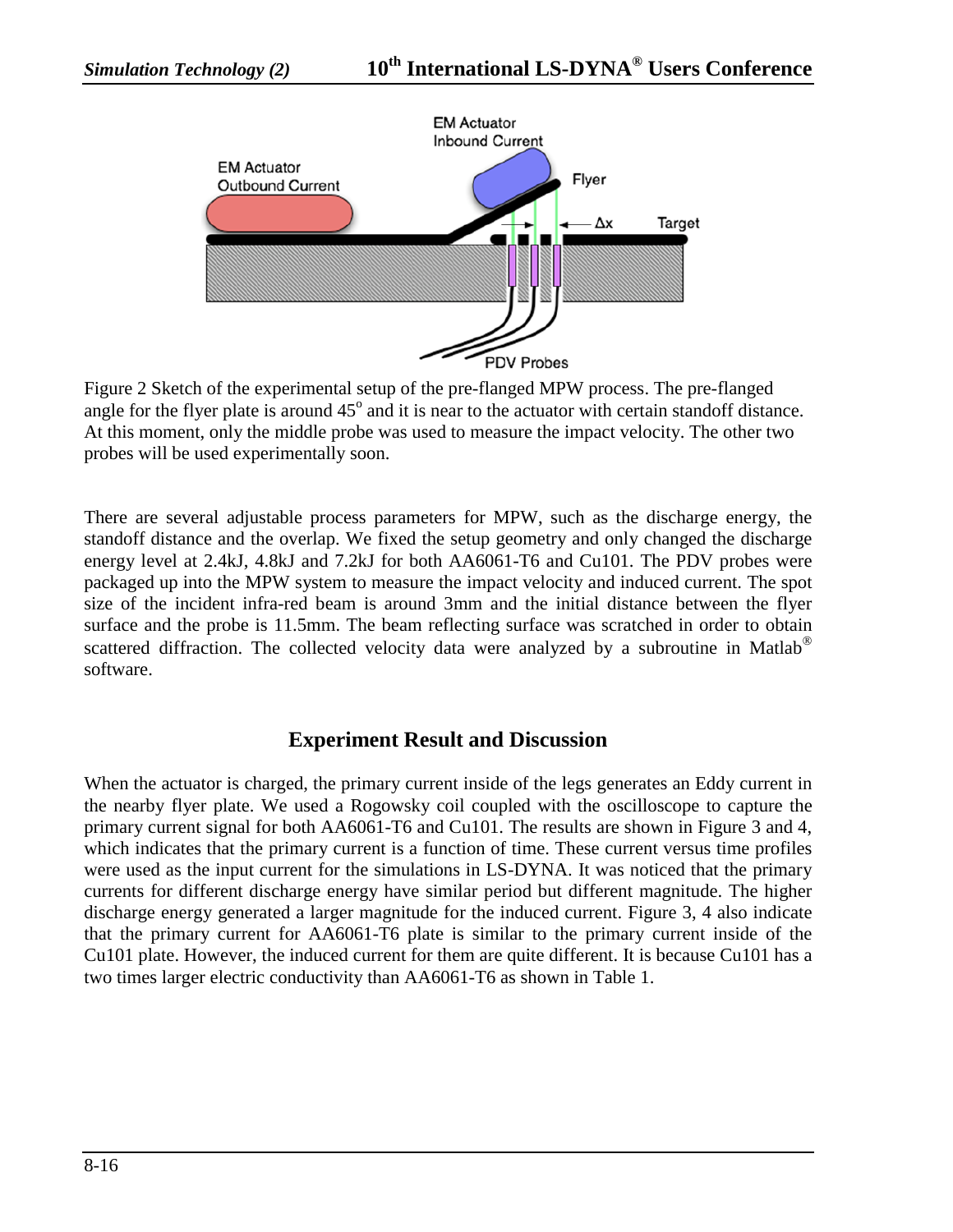Figure 2 Sketch of the experimental setup of the pre-flanged MPW process. The pre-flanged angle for the flyer plate is around 45$^o$ and it is near to the actuator with certain standoff distance. At this moment, only the middle probe was used to measure the impact velocity. The other two probes will be used experimentally soon.

There are several adjustable process parameters for MPW, such as the discharge energy, the standoff distance and the overlap. We fixed the setup geometry and only changed the discharge energy level at 2.4kJ, 4.8kJ and 7.2kJ for both AA6061-T6 and Cu101. The PDV probes were packaged up into the MPW system to measure the impact velocity and induced current. The spot size of the incident infra-red beam is around 3mm and the initial distance between the flyer surface and the probe is 11.5mm. The beam reflecting surface was scratched in order to obtain scattered diffraction. The collected velocity data were analyzed by a subroutine in Matlab® software.

## Experiment Result and Discussion

When the actuator is charged, the primary current inside of the legs generates an Eddy current in the nearby flyer plate. We used a Rogowsky coil coupled with the oscilloscope to capture the primary current signal for both AA6061-T6 and Cu101. The results are shown in Figure 3 and 4, which indicates that the primary current is a function of time. These current versus time profiles were used as the input current for the simulations in LS-DYNA. It was noticed that the primary currents for different discharge energy have similar period but different magnitude. The higher discharge energy generated a larger magnitude for the induced current. Figure 3, 4 also indicate that the primary current for AA6061-T6 plate is similar to the primary current inside of the Cu101 plate. However, the induced current for them are quite different. It is because Cu101 has a two times larger electric conductivity than AA6061-T6 as shown in Table 1.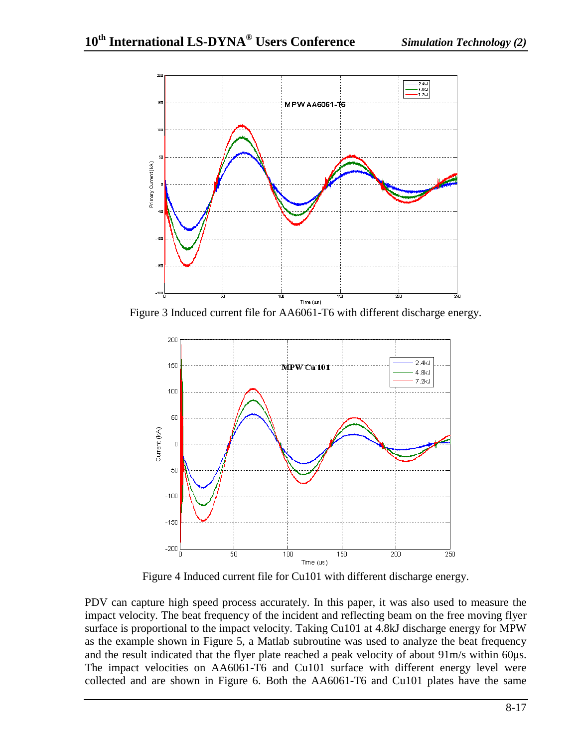Figure 3 Induced current file for AA6061-T6 with different discharge energy.

Figure 4 Induced current file for Cu101 with different discharge energy.

PDV can capture high speed process accurately. In this paper, it was also used to measure the impact velocity. The beat frequency of the incident and reflecting beam on the free moving flyer surface is proportional to the impact velocity. Taking Cu101 at 4.8kJ discharge energy for MPW as the example shown in Figure 5, a Matlab subroutine was used to analyze the beat frequency and the result indicated that the flyer plate reached a peak velocity of about 91m/s within 60μs. The impact velocities on AA6061-T6 and Cu101 surface with different energy level were collected and are shown in Figure 6. Both the AA6061-T6 and Cu101 plates have the same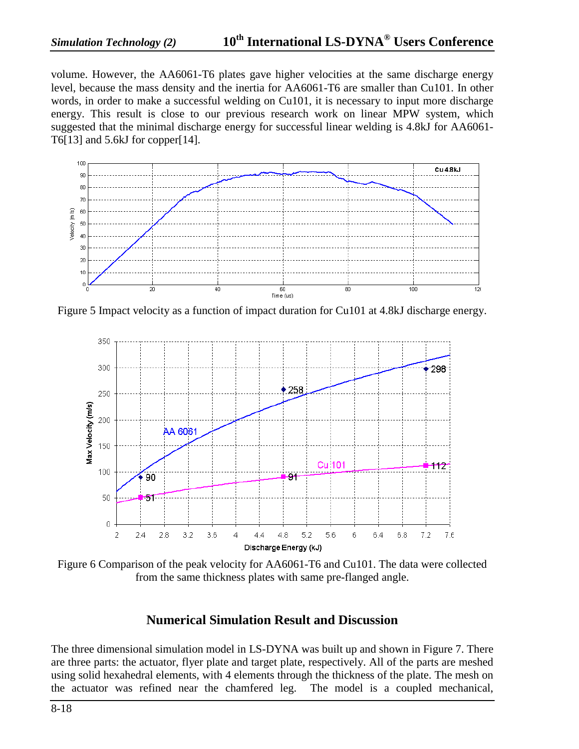volume. However, the AA6061-T6 plates gave higher velocities at the same discharge energy level, because the mass density and the inertia for AA6061-T6 are smaller than Cu101. In other words, in order to make a successful welding on Cu101, it is necessary to input more discharge energy. This result is close to our previous research work on linear MPW system, which suggested that the minimal discharge energy for successful linear welding is 4.8kJ for AA6061-T6[13] and 5.6kJ for copper[14].

Figure 5 Impact velocity as a function of impact duration for Cu101 at 4.8kJ discharge energy.

Figure 6 Comparison of the peak velocity for AA6061-T6 and Cu101. The data were collected from the same thickness plates with same pre-flanged angle.

## Numerical Simulation Result and Discussion

The three dimensional simulation model in LS-DYNA was built up and shown in Figure 7. There are three parts: the actuator, flyer plate and target plate, respectively. All of the parts are meshed using solid hexahedral elements, with 4 elements through the thickness of the plate. The mesh on the actuator was refined near the chamfered leg. The model is a coupled mechanical,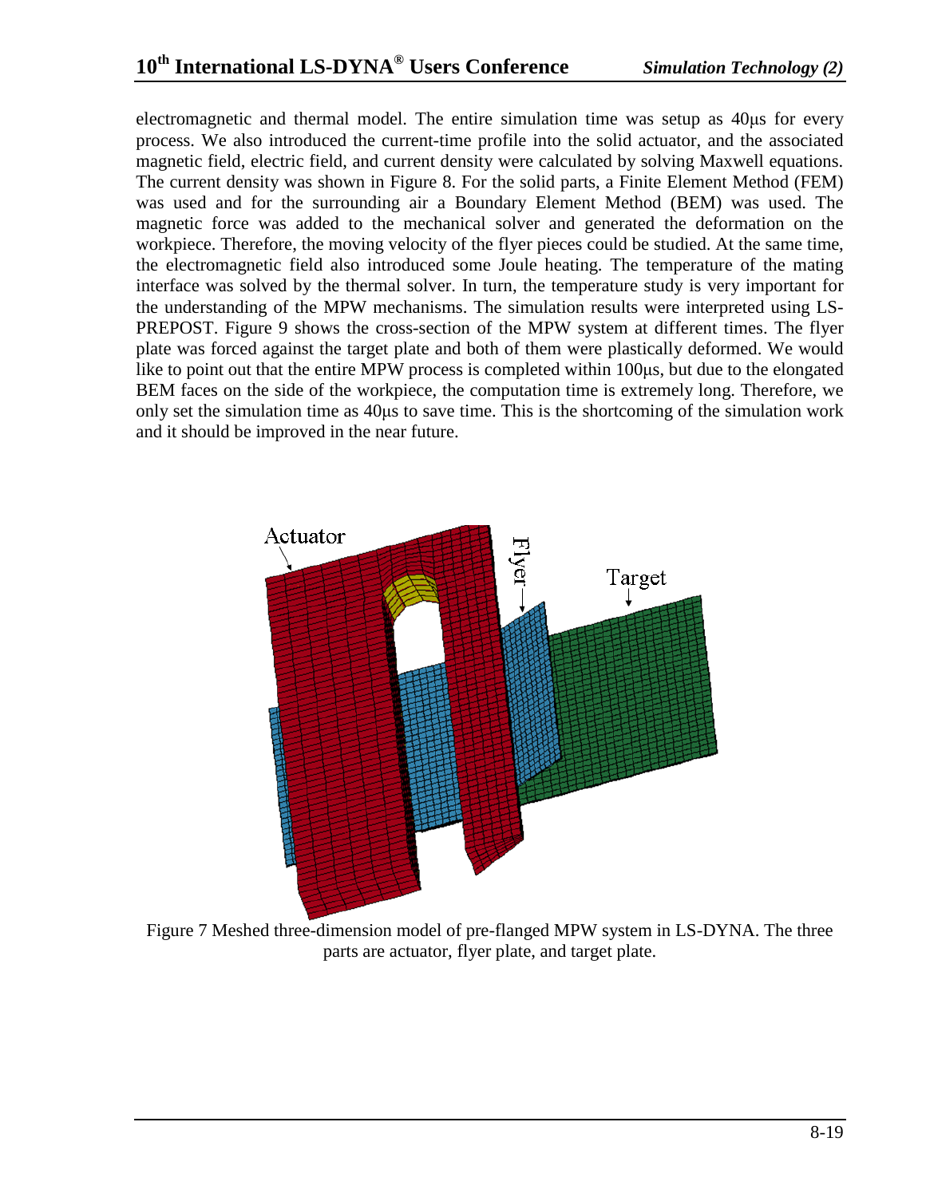electromagnetic and thermal model. The entire simulation time was setup as 40μs for every process. We also introduced the current-time profile into the solid actuator, and the associated magnetic field, electric field, and current density were calculated by solving Maxwell equations. The current density was shown in Figure 8. For the solid parts, a Finite Element Method (FEM) was used and for the surrounding air a Boundary Element Method (BEM) was used. The magnetic force was added to the mechanical solver and generated the deformation on the workpiece. Therefore, the moving velocity of the flyer pieces could be studied. At the same time, the electromagnetic field also introduced some Joule heating. The temperature of the mating interface was solved by the thermal solver. In turn, the temperature study is very important for the understanding of the MPW mechanisms. The simulation results were interpreted using LS-PREPOST. Figure 9 shows the cross-section of the MPW system at different times. The flyer plate was forced against the target plate and both of them were plastically deformed. We would like to point out that the entire MPW process is completed within 100μs, but due to the elongated BEM faces on the side of the workpiece, the computation time is extremely long. Therefore, we only set the simulation time as 40μs to save time. This is the shortcoming of the simulation work and it should be improved in the near future.

Figure 7 Meshed three-dimension model of pre-flanged MPW system in LS-DYNA. The three parts are actuator, flyer plate, and target plate.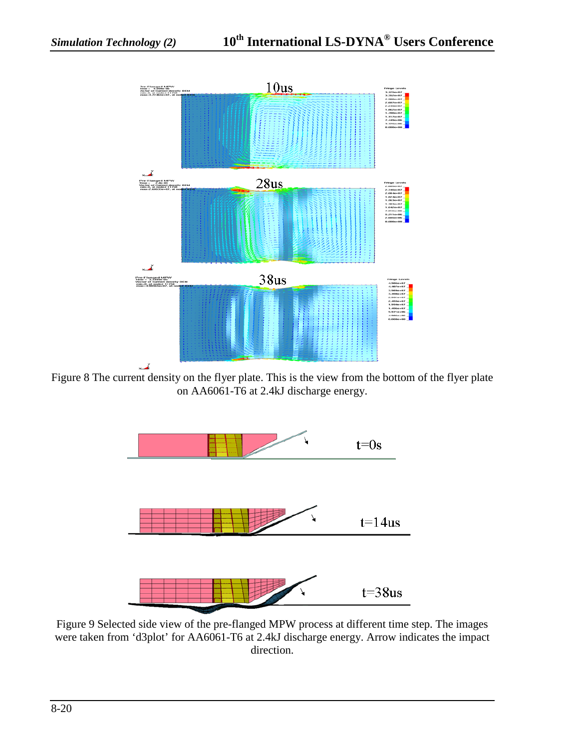Figure 8 The current density on the flyer plate. This is the view from the bottom of the flyer plate on AA6061-T6 at 2.4kJ discharge energy.

Figure 9 Selected side view of the pre-flanged MPW process at different time step. The images were taken from 'd3plot' for AA6061-T6 at 2.4kJ discharge energy. Arrow indicates the impact direction.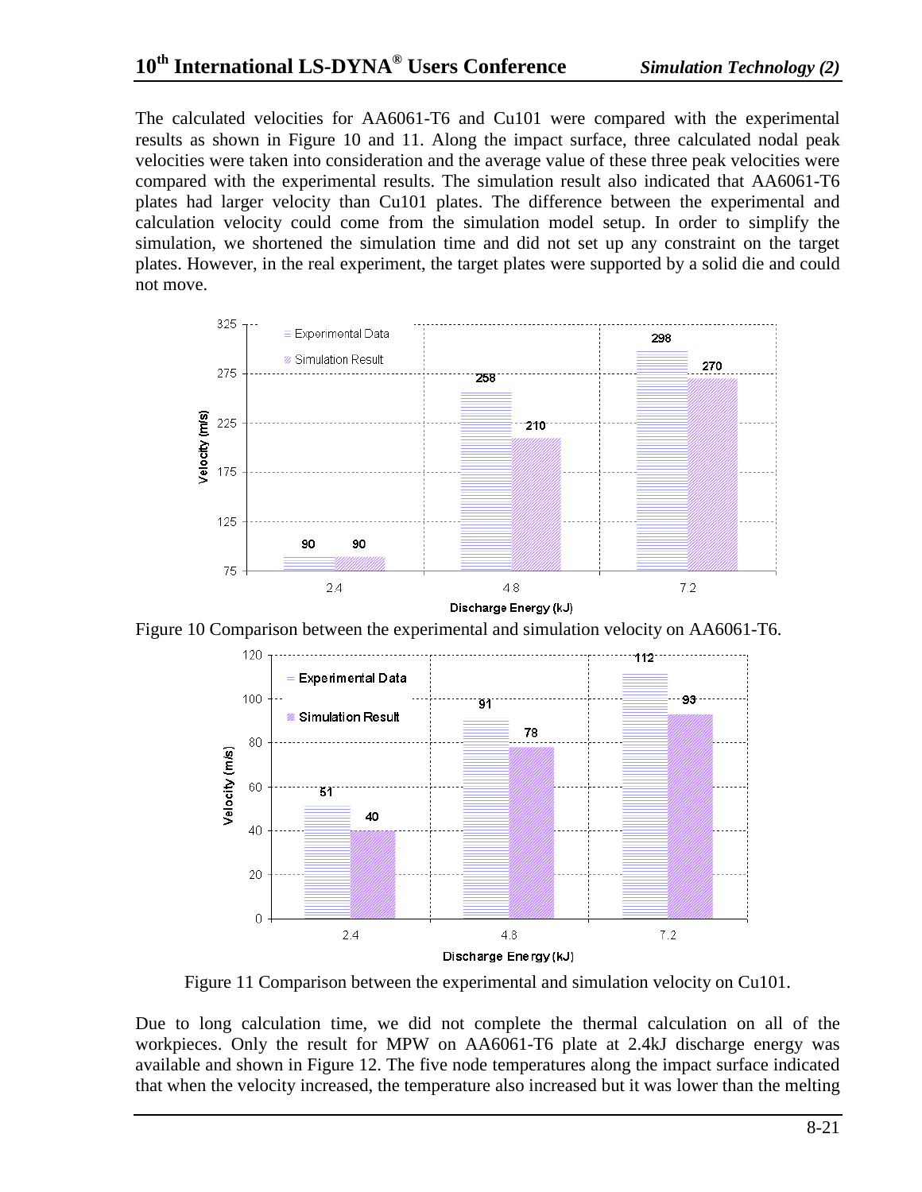The calculated velocities for AA6061-T6 and Cu101 were compared with the experimental results as shown in Figure 10 and 11. Along the impact surface, three calculated nodal peak velocities were taken into consideration and the average value of these three peak velocities were compared with the experimental results. The simulation result also indicated that AA6061-T6 plates had larger velocity than Cu101 plates. The difference between the experimental and calculation velocity could come from the simulation model setup. In order to simplify the simulation, we shortened the simulation time and did not set up any constraint on the target plates. However, in the real experiment, the target plates were supported by a solid die and could not move.

Figure 10 Comparison between the experimental and simulation velocity on AA6061-T6.

Figure 11 Comparison between the experimental and simulation velocity on Cu101.

Due to long calculation time, we did not complete the thermal calculation on all of the workpieces. Only the result for MPW on AA6061-T6 plate at 2.4kJ discharge energy was available and shown in Figure 12. The five node temperatures along the impact surface indicated that when the velocity increased, the temperature also increased but it was lower than the melting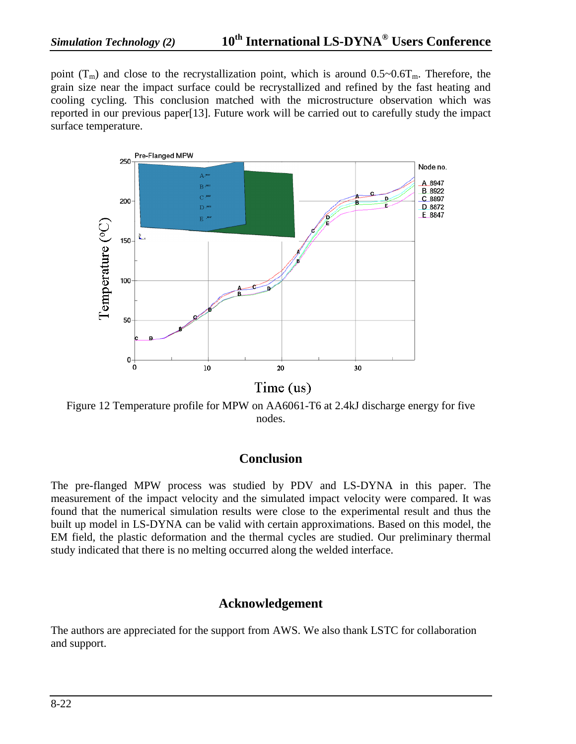point ($T_m$) and close to the recrystallization point, which is around $0.5 \sim 0.6T_m$. Therefore, the grain size near the impact surface could be recrystallized and refined by the fast heating and cooling cycling. This conclusion matched with the microstructure observation which was reported in our previous paper[13]. Future work will be carried out to carefully study the impact surface temperature.

Figure 12 Temperature profile for MPW on AA6061-T6 at 2.4kJ discharge energy for five nodes.

## Conclusion

The pre-flanged MPW process was studied by PDV and LS-DYNA in this paper. The measurement of the impact velocity and the simulated impact velocity were compared. It was found that the numerical simulation results were close to the experimental result and thus the built up model in LS-DYNA can be valid with certain approximations. Based on this model, the EM field, the plastic deformation and the thermal cycles are studied. Our preliminary thermal study indicated that there is no melting occurred along the welded interface.

## Acknowledgement

The authors are appreciated for the support from AWS. We also thank LSTC for collaboration and support.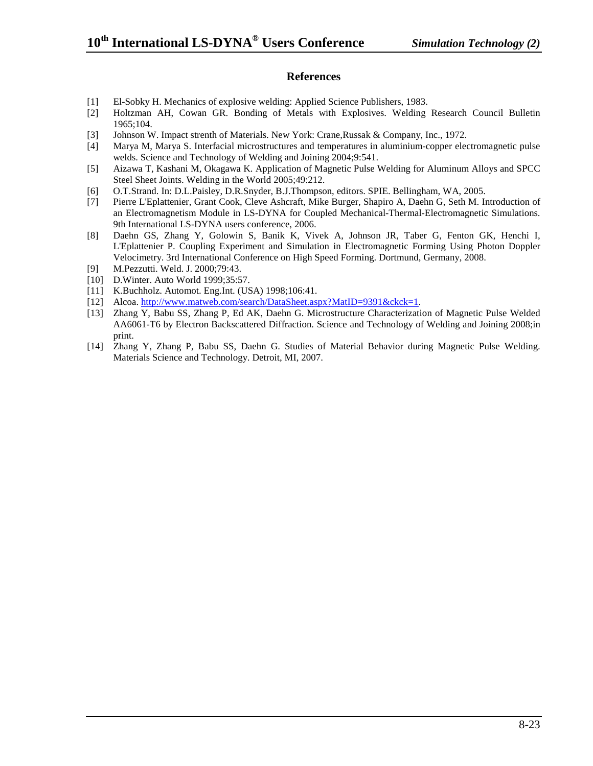## References

[1] El-Sobky H. Mechanics of explosive welding: Applied Science Publishers, 1983.

[2] Holtzman AH, Cowan GR. Bonding of Metals with Explosives. Welding Research Council Bulletin 1965;104.

[3] Johnson W. Impact strenth of Materials. New York: Crane,Russak & Company, Inc., 1972.

[4] Marya M, Marya S. Interfacial microstructures and temperatures in aluminium-copper electromagnetic pulse welds. Science and Technology of Welding and Joining 2004;9:541.

[5] Aizawa T, Kashani M, Okagawa K. Application of Magnetic Pulse Welding for Aluminum Alloys and SPCC Steel Sheet Joints. Welding in the World 2005;49:212.

[6] O.T.Strand. In: D.L.Paisley, D.R.Snyder, B.J.Thompson, editors. SPIE. Bellingham, WA, 2005.

[7] Pierre L'Eplattenier, Grant Cook, Cleve Ashcraft, Mike Burger, Shapiro A, Daehn G, Seth M. Introduction of an Electromagnetism Module in LS-DYNA for Coupled Mechanical-Thermal-Electromagnetic Simulations. 9th International LS-DYNA users conference, 2006.

[8] Daehn GS, Zhang Y, Golowin S, Banik K, Vivek A, Johnson JR, Taber G, Fenton GK, Henchi I, L'Eplattenier P. Coupling Experiment and Simulation in Electromagnetic Forming Using Photon Doppler Velocimetry. 3rd International Conference on High Speed Forming. Dortmund, Germany, 2008.

[9] M.Pezzutti. Weld. J. 2000;79:43.

[10] D.Winter. Auto World 1999;35:57.

[11] K.Buchholz. Automot. Eng.Int. (USA) 1998;106:41.

[12] Alcoa. http://www.matweb.com/search/DataSheet.aspx?MatID=9391&ckck=1.

[13] Zhang Y, Babu SS, Zhang P, Ed AK, Daehn G. Microstructure Characterization of Magnetic Pulse Welded AA6061-T6 by Electron Backscattered Diffraction. Science and Technology of Welding and Joining 2008;in print.

[14] Zhang Y, Zhang P, Babu SS, Daehn G. Studies of Material Behavior during Magnetic Pulse Welding. Materials Science and Technology. Detroit, MI, 2007.